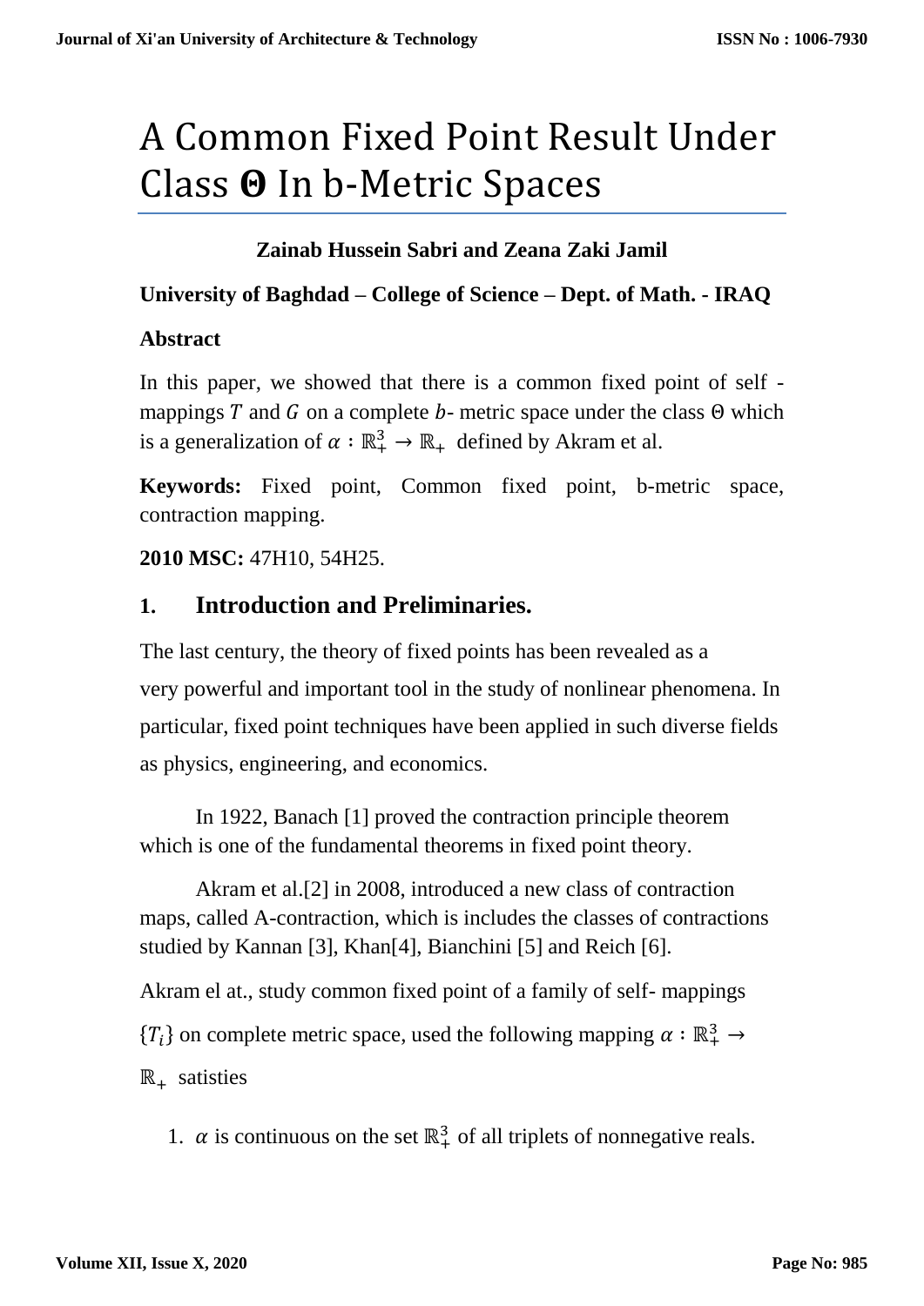# A Common Fixed Point Result Under Class $\Theta$ In b-Metric Spaces

**Zainab Hussein Sabri and Zeana Zaki Jamil**

**University of Baghdad – College of Science – Dept. of Math. - IRAQ**

**Abstract**

In this paper, we showed that there is a common fixed point of self - mappings $T$ and $G$ on a complete $b$- metric space under the class $\Theta$ which is a generalization of $\alpha : \mathbb{R}_+^3 \to \mathbb{R}_+$ defined by Akram et al.

**Keywords:** Fixed point, Common fixed point, b-metric space, contraction mapping.

**2010 MSC:** 47H10, 54H25.

## 1. Introduction and Preliminaries.

The last century, the theory of fixed points has been revealed as a very powerful and important tool in the study of nonlinear phenomena. In particular, fixed point techniques have been applied in such diverse fields as physics, engineering, and economics.

In 1922, Banach [1] proved the contraction principle theorem which is one of the fundamental theorems in fixed point theory.

Akram et al.[2] in 2008, introduced a new class of contraction maps, called A-contraction, which is includes the classes of contractions studied by Kannan [3], Khan[4], Bianchini [5] and Reich [6].

Akram el at., study common fixed point of a family of self- mappings $\{T_i\}$ on complete metric space, used the following mapping $\alpha : \mathbb{R}_+^3 \to \mathbb{R}_+$ satisties

1. $\alpha$ is continuous on the set $\mathbb{R}_+^3$ of all triplets of nonnegative reals.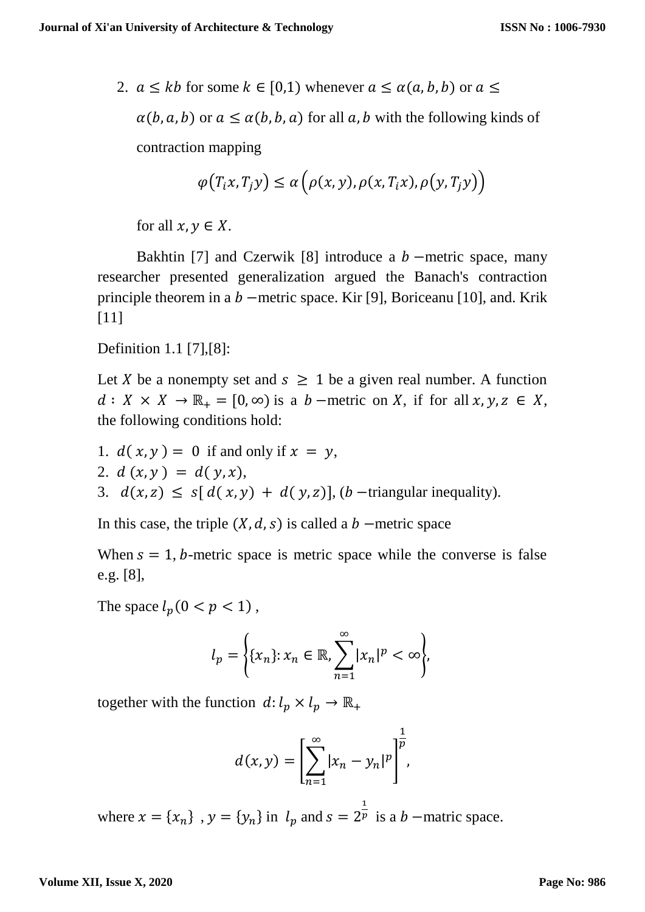2. $a \leq kb$ for some $k \in [0,1)$ whenever $a \leq \alpha(a, b, b)$ or $a \leq \alpha(b, a, b)$ or $a \leq \alpha(b, b, a)$ for all $a, b$ with the following kinds of contraction mapping

$$\varphi(T_i x, T_j y) \leq \alpha\left(\rho(x, y), \rho(x, T_i x), \rho(y, T_j y)\right)$$

for all $x, y \in X$.

Bakhtin [7] and Czerwik [8] introduce a $b$ −metric space, many researcher presented generalization argued the Banach's contraction principle theorem in a $b$ −metric space. Kir [9], Boriceanu [10], and. Krik [11]

Definition 1.1 [7],[8]:

Let $X$ be a nonempty set and $s \geq 1$ be a given real number. A function $d : X \times X \rightarrow \mathbb{R}_+ = [0, \infty)$ is a $b$ −metric on $X$, if for all $x, y, z \in X$, the following conditions hold:

1. $d(x, y) = 0$ if and only if $x = y$,
2. $d(x, y) = d(y, x)$,
3. $d(x, z) \leq s[d(x, y) + d(y, z)]$, ($b$ −triangular inequality).

In this case, the triple $(X, d, s)$ is called a $b$ −metric space

When $s = 1$, $b$-metric space is metric space while the converse is false e.g. [8],

The space $l_p (0 < p < 1)$ ,

$$l_p = \left\{\{x_n\}: x_n \in \mathbb{R}, \sum_{n=1}^{\infty} |x_n|^p < \infty\right\},$$

together with the function $d: l_p \times l_p \rightarrow \mathbb{R}_+$

$$d(x, y) = \left[\sum_{n=1}^{\infty} |x_n - y_n|^p\right]^{\frac{1}{p}},$$

where $x = \{x_n\}$ , $y = \{y_n\}$ in $l_p$ and $s = 2^{\frac{1}{p}}$ is a $b$ −matric space.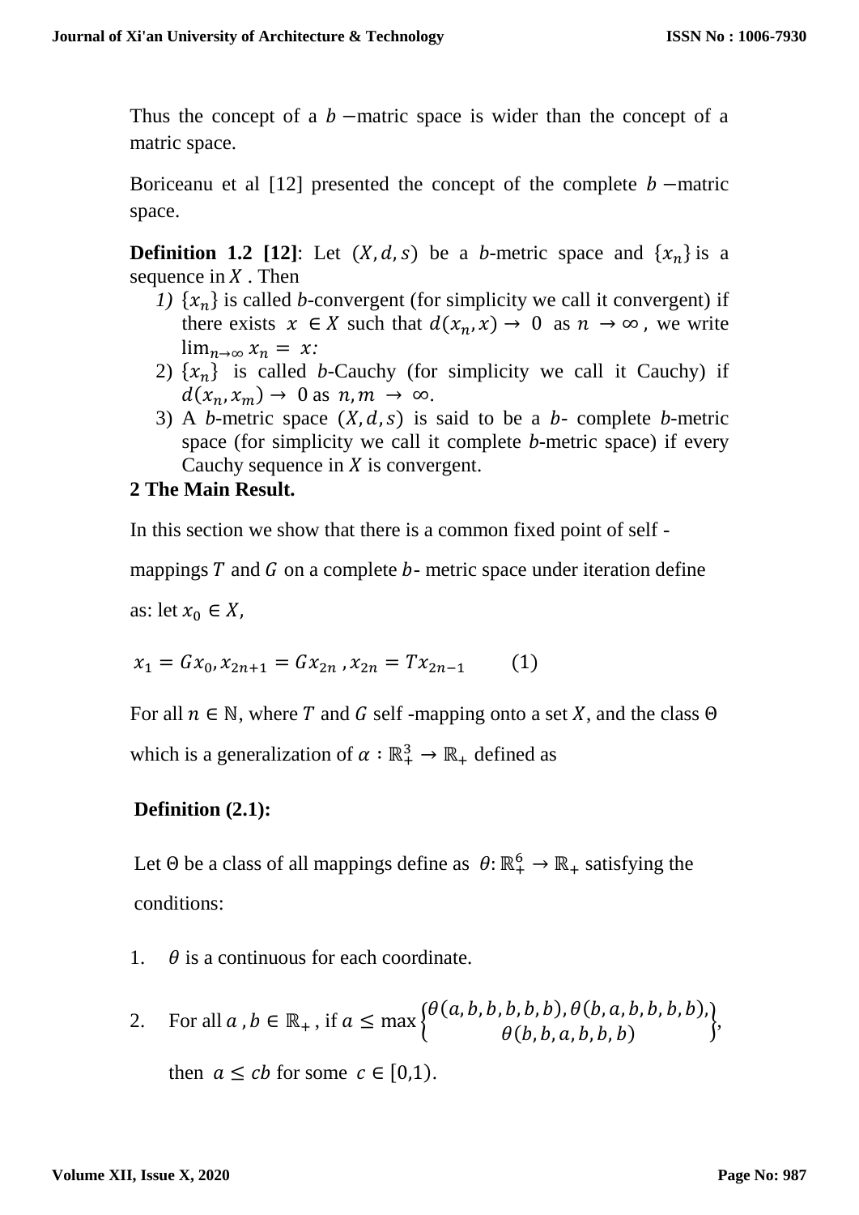Thus the concept of a $b$ −matric space is wider than the concept of a matric space.

Boriceanu et al [12] presented the concept of the complete $b$ −matric space.

**Definition 1.2 [12]**: Let $(X, d, s)$ be a $b$-metric space and $\{x_n\}$ is a sequence in $X$ . Then

1) $\{x_n\}$ is called $b$-convergent (for simplicity we call it convergent) if there exists $x \in X$ such that $d(x_n, x) \to 0$ as $n \to \infty$ , we write $\lim_{n\to\infty} x_n = x$:
2) $\{x_n\}$ is called $b$-Cauchy (for simplicity we call it Cauchy) if $d(x_n, x_m) \to 0$ as $n, m \to \infty$.
3) A $b$-metric space $(X, d, s)$ is said to be a $b$- complete $b$-metric space (for simplicity we call it complete $b$-metric space) if every Cauchy sequence in $X$ is convergent.

## 2 The Main Result.

In this section we show that there is a common fixed point of self - mappings $T$ and $G$ on a complete $b$- metric space under iteration define as: let $x_0 \in X$,

$$x_1 = Gx_0, x_{2n+1} = Gx_{2n} , x_{2n} = Tx_{2n-1} \qquad (1)$$

For all $n \in \mathbb{N}$, where $T$ and $G$ self -mapping onto a set $X$, and the class $\Theta$ which is a generalization of $\alpha : \mathbb{R}_+^3 \to \mathbb{R}_+$ defined as

**Definition (2.1):**

Let $\Theta$ be a class of all mappings define as $\theta: \mathbb{R}_+^6 \to \mathbb{R}_+$ satisfying the conditions:

1. $\theta$ is a continuous for each coordinate.
2. For all $a , b \in \mathbb{R}_+$ , if $a \leq \max \begin{Bmatrix} \theta(a, b, b, b, b, b), \theta(b, a, b, b, b, b), \\ \theta(b, b, a, b, b, b) \end{Bmatrix}$,

   then $a \leq cb$ for some $c \in [0,1)$.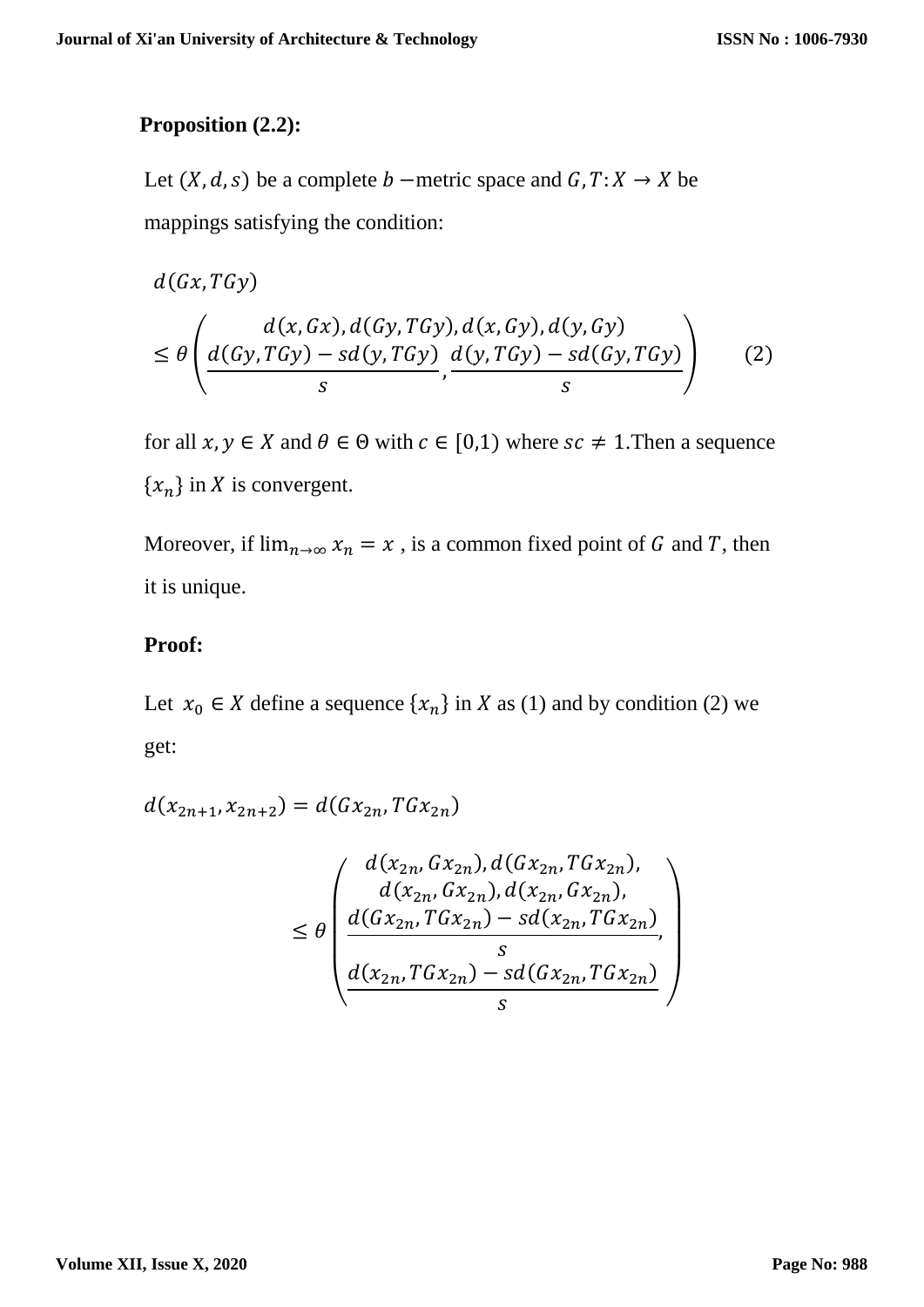**Proposition (2.2):**

Let $(X, d, s)$ be a complete $b$ −metric space and $G, T: X \to X$ be mappings satisfying the condition:

$$d(Gx, TGy) \leq \theta\left(\begin{array}{c} d(x, Gx), d(Gy, TGy), d(x, Gy), d(y, Gy) \\ \dfrac{d(Gy, TGy) - sd(y, TGy)}{s}, \dfrac{d(y, TGy) - sd(Gy, TGy)}{s} \end{array}\right) \quad (2)$$

for all $x, y \in X$ and $\theta \in \Theta$ with $c \in [0,1)$ where $sc \neq 1$.Then a sequence $\{x_n\}$ in $X$ is convergent.

Moreover, if $\lim_{n\to\infty} x_n = x$ , is a common fixed point of $G$ and $T$, then it is unique.

**Proof:**

Let $x_0 \in X$ define a sequence $\{x_n\}$ in $X$ as (1) and by condition (2) we get:

$$d(x_{2n+1}, x_{2n+2}) = d(Gx_{2n}, TGx_{2n})$$

$$\leq \theta\left(\begin{array}{c} d(x_{2n}, Gx_{2n}), d(Gx_{2n}, TGx_{2n}), \\ d(x_{2n}, Gx_{2n}), d(x_{2n}, Gx_{2n}), \\ \dfrac{d(Gx_{2n}, TGx_{2n}) - sd(x_{2n}, TGx_{2n})}{s}, \\ \dfrac{d(x_{2n}, TGx_{2n}) - sd(Gx_{2n}, TGx_{2n})}{s} \end{array}\right)$$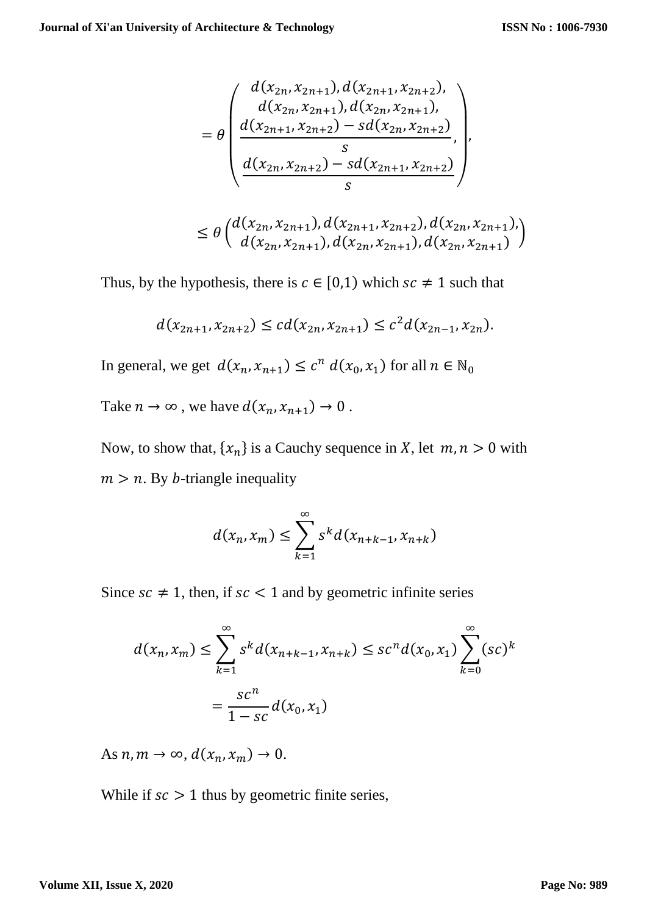$$= \theta \begin{pmatrix} d(x_{2n}, x_{2n+1}), d(x_{2n+1}, x_{2n+2}), \\ d(x_{2n}, x_{2n+1}), d(x_{2n}, x_{2n+1}), \\ \dfrac{d(x_{2n+1}, x_{2n+2}) - sd(x_{2n}, x_{2n+2})}{s}, \\ \dfrac{d(x_{2n}, x_{2n+2}) - sd(x_{2n+1}, x_{2n+2})}{s} \end{pmatrix},$$

$$\leq \theta \begin{pmatrix} d(x_{2n}, x_{2n+1}), d(x_{2n+1}, x_{2n+2}), d(x_{2n}, x_{2n+1}), \\ d(x_{2n}, x_{2n+1}), d(x_{2n}, x_{2n+1}), d(x_{2n}, x_{2n+1}) \end{pmatrix}$$

Thus, by the hypothesis, there is $c \in [0,1)$ which $sc \neq 1$ such that

$$d(x_{2n+1}, x_{2n+2}) \leq cd(x_{2n}, x_{2n+1}) \leq c^2 d(x_{2n-1}, x_{2n}).$$

In general, we get $d(x_n, x_{n+1}) \leq c^n \, d(x_0, x_1)$ for all $n \in \mathbb{N}_0$

Take $n \to \infty$ , we have $d(x_n, x_{n+1}) \to 0$ .

Now, to show that, $\{x_n\}$ is a Cauchy sequence in $X$, let $m, n > 0$ with $m > n$. By $b$-triangle inequality

$$d(x_n, x_m) \leq \sum_{k=1}^{\infty} s^k d(x_{n+k-1}, x_{n+k})$$

Since $sc \neq 1$, then, if $sc < 1$ and by geometric infinite series

$$d(x_n, x_m) \leq \sum_{k=1}^{\infty} s^k d(x_{n+k-1}, x_{n+k}) \leq sc^n d(x_0, x_1) \sum_{k=0}^{\infty} (sc)^k$$

$$= \frac{sc^n}{1 - sc} d(x_0, x_1)$$

As $n, m \to \infty$, $d(x_n, x_m) \to 0$.

While if $sc > 1$ thus by geometric finite series,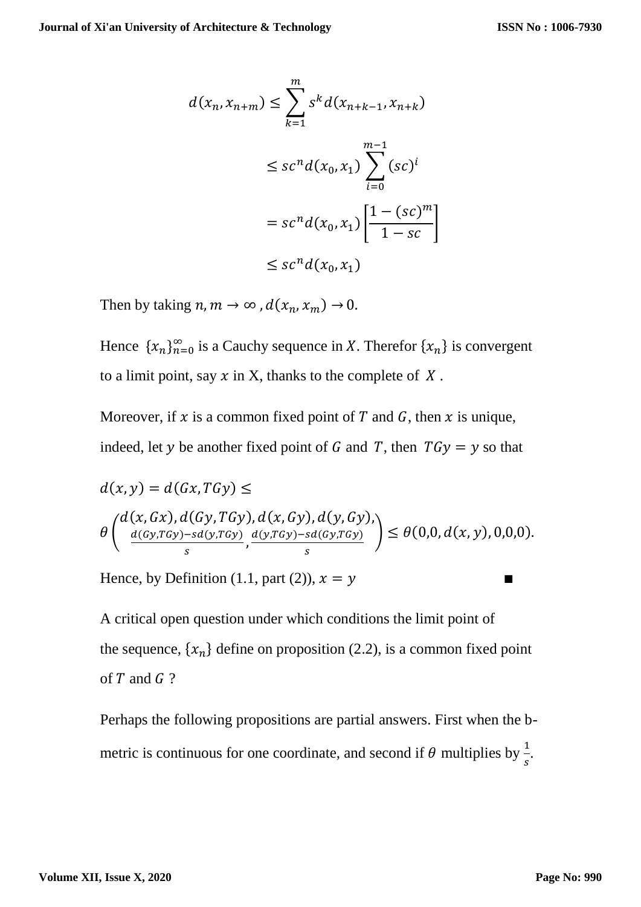$$
\begin{aligned}
d(x_n, x_{n+m}) &\leq \sum_{k=1}^{m} s^k d(x_{n+k-1}, x_{n+k}) \\
&\leq sc^n d(x_0, x_1) \sum_{i=0}^{m-1} (sc)^i \\
&= sc^n d(x_0, x_1) \left[ \frac{1-(sc)^m}{1-sc} \right] \\
&\leq sc^n d(x_0, x_1)
\end{aligned}
$$

Then by taking $n, m \to \infty$ , $d(x_n, x_m) \to 0$.

Hence $\{x_n\}_{n=0}^{\infty}$ is a Cauchy sequence in $X$. Therefor $\{x_n\}$ is convergent to a limit point, say $x$ in X, thanks to the complete of $X$ .

Moreover, if $x$ is a common fixed point of $T$ and $G$, then $x$ is unique, indeed, let $y$ be another fixed point of $G$ and $T$, then $TGy = y$ so that

$$
d(x,y) = d(Gx, TGy) \leq
$$

$$
\theta \begin{pmatrix} d(x,Gx), d(Gy,TGy), d(x,Gy), d(y,Gy), \\ \frac{d(Gy,TGy)-sd(y,TGy)}{s}, \frac{d(y,TGy)-sd(Gy,TGy)}{s} \end{pmatrix} \leq \theta(0,0,d(x,y),0,0,0).
$$

Hence, by Definition (1.1, part (2)), $x = y$ ∎

A critical open question under which conditions the limit point of the sequence, $\{x_n\}$ define on proposition (2.2), is a common fixed point of $T$ and $G$ ?

Perhaps the following propositions are partial answers. First when the b-metric is continuous for one coordinate, and second if $\theta$ multiplies by $\frac{1}{s}$.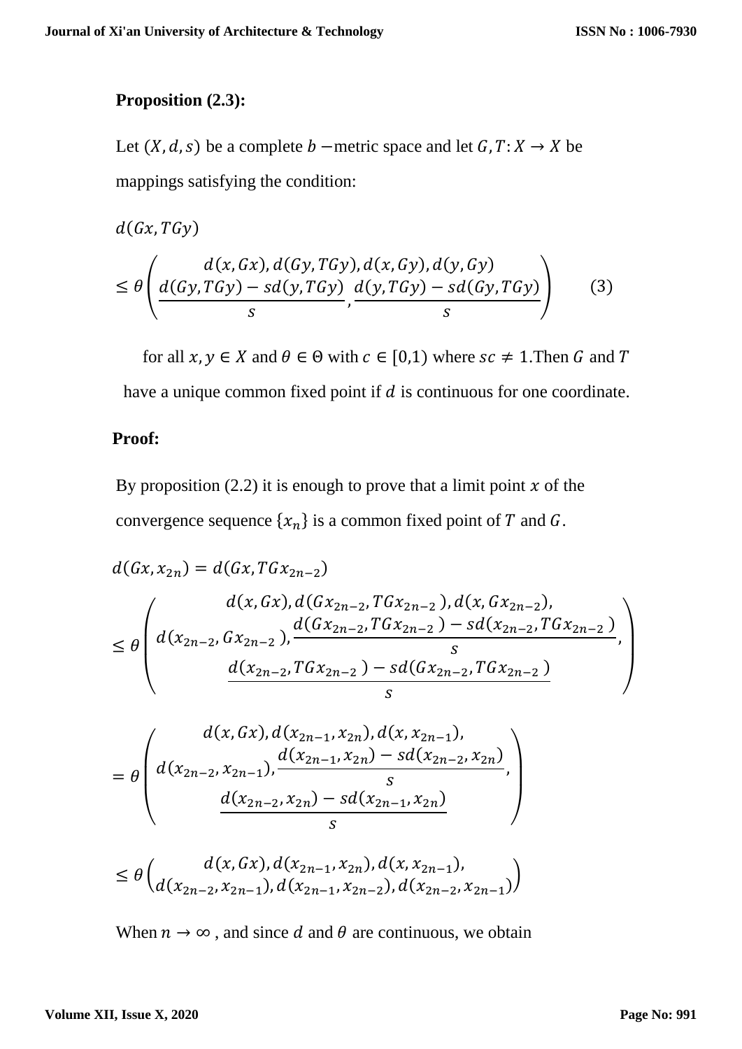**Proposition (2.3):**

Let $(X, d, s)$ be a complete $b$ −metric space and let $G, T: X \to X$ be mappings satisfying the condition:

$$d(Gx, TGy) \leq \theta\left(\begin{array}{c} d(x, Gx), d(Gy, TGy), d(x, Gy), d(y, Gy) \\ \dfrac{d(Gy, TGy) - sd(y, TGy)}{s}, \dfrac{d(y, TGy) - sd(Gy, TGy)}{s} \end{array}\right) \qquad (3)$$

for all $x, y \in X$ and $\theta \in \Theta$ with $c \in [0,1)$ where $sc \neq 1$.Then $G$ and $T$ have a unique common fixed point if $d$ is continuous for one coordinate.

**Proof:**

By proposition (2.2) it is enough to prove that a limit point $x$ of the convergence sequence $\{x_n\}$ is a common fixed point of $T$ and $G$.

$$d(Gx, x_{2n}) = d(Gx, TGx_{2n-2})$$

$$\leq \theta\left(\begin{array}{c} d(x, Gx), d(Gx_{2n-2}, TGx_{2n-2}), d(x, Gx_{2n-2}), \\ d(x_{2n-2}, Gx_{2n-2}), \dfrac{d(Gx_{2n-2}, TGx_{2n-2}) - sd(x_{2n-2}, TGx_{2n-2})}{s}, \\ \dfrac{d(x_{2n-2}, TGx_{2n-2}) - sd(Gx_{2n-2}, TGx_{2n-2})}{s} \end{array}\right)$$

$$= \theta\left(\begin{array}{c} d(x, Gx), d(x_{2n-1}, x_{2n}), d(x, x_{2n-1}), \\ d(x_{2n-2}, x_{2n-1}), \dfrac{d(x_{2n-1}, x_{2n}) - sd(x_{2n-2}, x_{2n})}{s}, \\ \dfrac{d(x_{2n-2}, x_{2n}) - sd(x_{2n-1}, x_{2n})}{s} \end{array}\right)$$

$$\leq \theta\left(\begin{array}{c} d(x, Gx), d(x_{2n-1}, x_{2n}), d(x, x_{2n-1}), \\ d(x_{2n-2}, x_{2n-1}), d(x_{2n-1}, x_{2n-2}), d(x_{2n-2}, x_{2n-1}) \end{array}\right)$$

When $n \to \infty$ , and since $d$ and $\theta$ are continuous, we obtain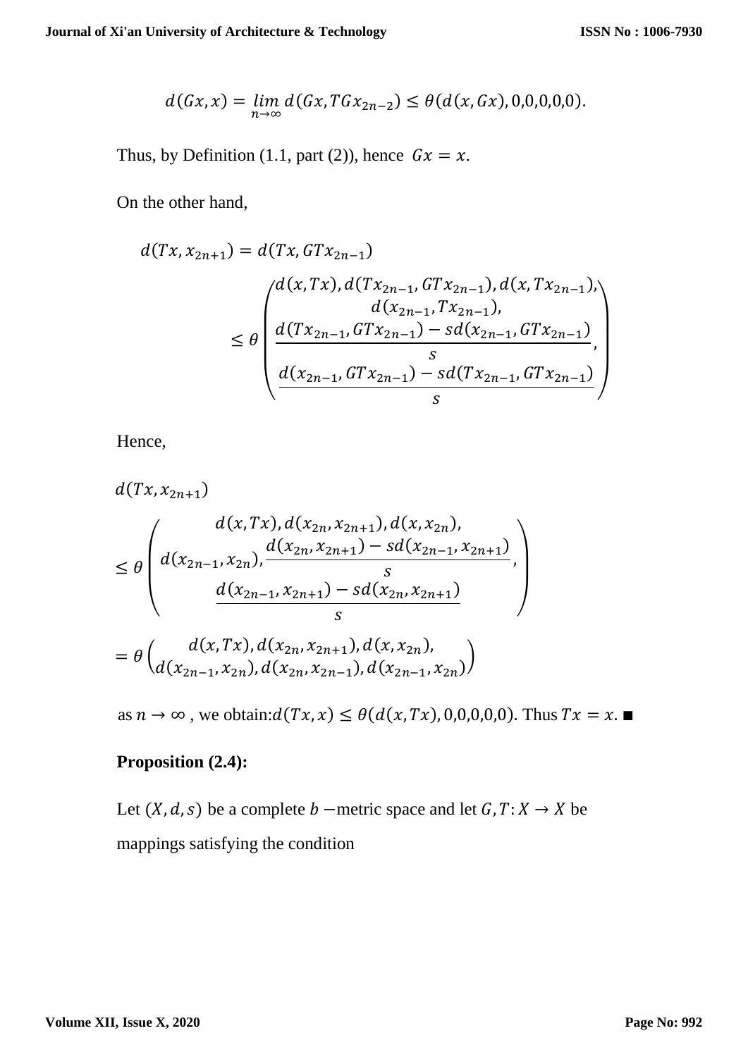$$d(Gx, x) = \lim_{n\to\infty} d(Gx, TGx_{2n-2}) \leq \theta(d(x, Gx), 0,0,0,0,0).$$

Thus, by Definition (1.1, part (2)), hence $Gx = x$.

On the other hand,

$$d(Tx, x_{2n+1}) = d(Tx, GTx_{2n-1})$$

$$\leq \theta \begin{pmatrix} d(x,Tx), d(Tx_{2n-1}, GTx_{2n-1}), d(x, Tx_{2n-1}), \\ d(x_{2n-1}, Tx_{2n-1}), \\ \dfrac{d(Tx_{2n-1}, GTx_{2n-1}) - sd(x_{2n-1}, GTx_{2n-1})}{s}, \\ \dfrac{d(x_{2n-1}, GTx_{2n-1}) - sd(Tx_{2n-1}, GTx_{2n-1})}{s} \end{pmatrix}$$

Hence,

$$d(Tx, x_{2n+1})$$

$$\leq \theta \begin{pmatrix} d(x,Tx), d(x_{2n}, x_{2n+1}), d(x, x_{2n}), \\ d(x_{2n-1}, x_{2n}), \dfrac{d(x_{2n}, x_{2n+1}) - sd(x_{2n-1}, x_{2n+1})}{s}, \\ \dfrac{d(x_{2n-1}, x_{2n+1}) - sd(x_{2n}, x_{2n+1})}{s} \end{pmatrix}$$

$$= \theta \begin{pmatrix} d(x,Tx), d(x_{2n}, x_{2n+1}), d(x, x_{2n}), \\ d(x_{2n-1}, x_{2n}), d(x_{2n}, x_{2n-1}), d(x_{2n-1}, x_{2n}) \end{pmatrix}$$

as $n \to \infty$, we obtain: $d(Tx, x) \leq \theta(d(x, Tx), 0,0,0,0,0)$. Thus $Tx = x$. ■

**Proposition (2.4):**

Let $(X, d, s)$ be a complete $b$ −metric space and let $G, T: X \to X$ be mappings satisfying the condition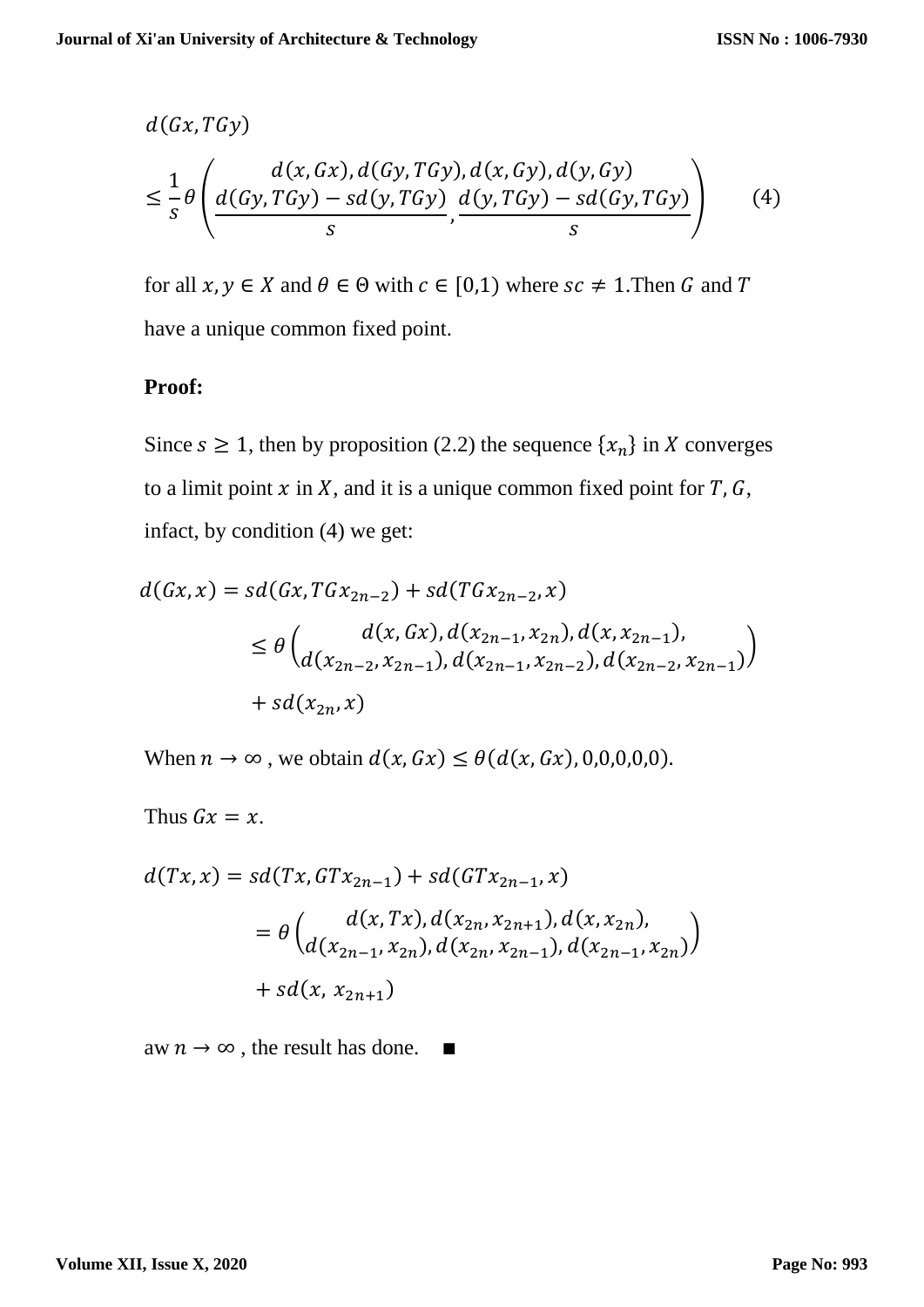$$d(Gx, TGy) \leq \frac{1}{s}\theta\left(\frac{d(x,Gx), d(Gy,TGy), d(x,Gy), d(y,Gy)}{\frac{d(Gy,TGy) - sd(y,TGy)}{s}, \frac{d(y,TGy) - sd(Gy,TGy)}{s}}\right) \quad (4)$$

for all $x, y \in X$ and $\theta \in \Theta$ with $c \in [0,1)$ where $sc \neq 1$.Then $G$ and $T$ have a unique common fixed point.

**Proof:**

Since $s \geq 1$, then by proposition (2.2) the sequence $\{x_n\}$ in $X$ converges to a limit point $x$ in $X$, and it is a unique common fixed point for $T$, $G$, infact, by condition (4) we get:

$$\begin{aligned} d(Gx, x) &= sd(Gx, TGx_{2n-2}) + sd(TGx_{2n-2}, x) \\ &\leq \theta\begin{pmatrix} d(x,Gx), d(x_{2n-1}, x_{2n}), d(x, x_{2n-1}), \\ d(x_{2n-2}, x_{2n-1}), d(x_{2n-1}, x_{2n-2}), d(x_{2n-2}, x_{2n-1}) \end{pmatrix} \\ &\quad + sd(x_{2n}, x) \end{aligned}$$

When $n \to \infty$ , we obtain $d(x, Gx) \leq \theta(d(x, Gx), 0,0,0,0,0)$.

Thus $Gx = x$.

$$\begin{aligned} d(Tx, x) &= sd(Tx, GTx_{2n-1}) + sd(GTx_{2n-1}, x) \\ &= \theta\begin{pmatrix} d(x,Tx), d(x_{2n}, x_{2n+1}), d(x, x_{2n}), \\ d(x_{2n-1}, x_{2n}), d(x_{2n}, x_{2n-1}), d(x_{2n-1}, x_{2n}) \end{pmatrix} \\ &\quad + sd(x,\ x_{2n+1}) \end{aligned}$$

aw $n \to \infty$ , the result has done. ■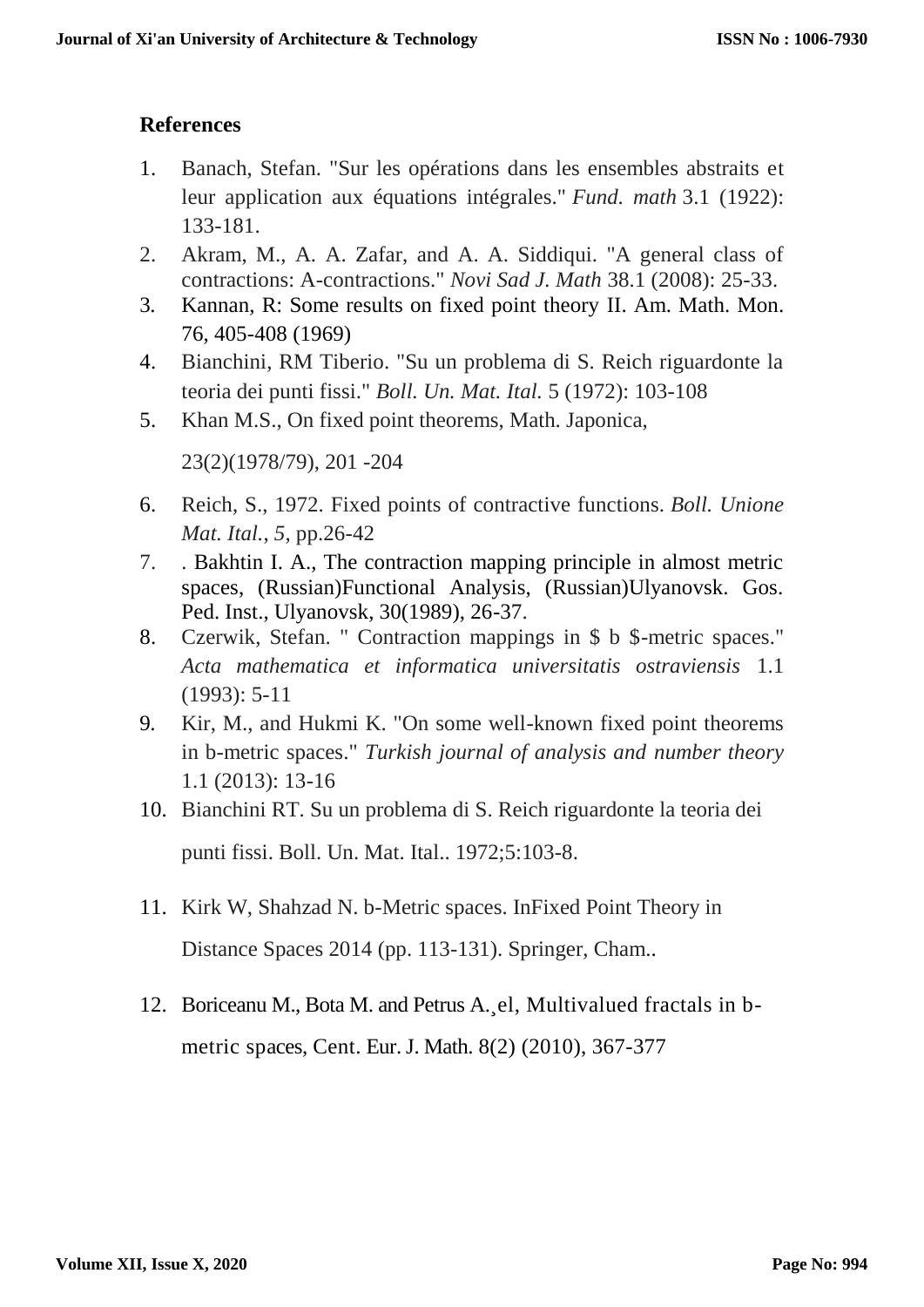## References

1. Banach, Stefan. "Sur les opérations dans les ensembles abstraits et leur application aux équations intégrales." *Fund. math* 3.1 (1922): 133-181.
2. Akram, M., A. A. Zafar, and A. A. Siddiqui. "A general class of contractions: A-contractions." *Novi Sad J. Math* 38.1 (2008): 25-33.
3. Kannan, R: Some results on fixed point theory II. Am. Math. Mon. 76, 405-408 (1969)
4. Bianchini, RM Tiberio. "Su un problema di S. Reich riguardonte la teoria dei punti fissi." *Boll. Un. Mat. Ital.* 5 (1972): 103-108
5. Khan M.S., On fixed point theorems, Math. Japonica, 23(2)(1978/79), 201 -204
6. Reich, S., 1972. Fixed points of contractive functions. *Boll. Unione Mat. Ital.*, *5*, pp.26-42
7. . Bakhtin I. A., The contraction mapping principle in almost metric spaces, (Russian)Functional Analysis, (Russian)Ulyanovsk. Gos. Ped. Inst., Ulyanovsk, 30(1989), 26-37.
8. Czerwik, Stefan. " Contraction mappings in $ b $-metric spaces." *Acta mathematica et informatica universitatis ostraviensis* 1.1 (1993): 5-11
9. Kir, M., and Hukmi K. "On some well-known fixed point theorems in b-metric spaces." *Turkish journal of analysis and number theory* 1.1 (2013): 13-16
10. Bianchini RT. Su un problema di S. Reich riguardonte la teoria dei punti fissi. Boll. Un. Mat. Ital.. 1972;5:103-8.
11. Kirk W, Shahzad N. b-Metric spaces. InFixed Point Theory in Distance Spaces 2014 (pp. 113-131). Springer, Cham..
12. Boriceanu M., Bota M. and Petrus A.¸el, Multivalued fractals in b-metric spaces, Cent. Eur. J. Math. 8(2) (2010), 367-377